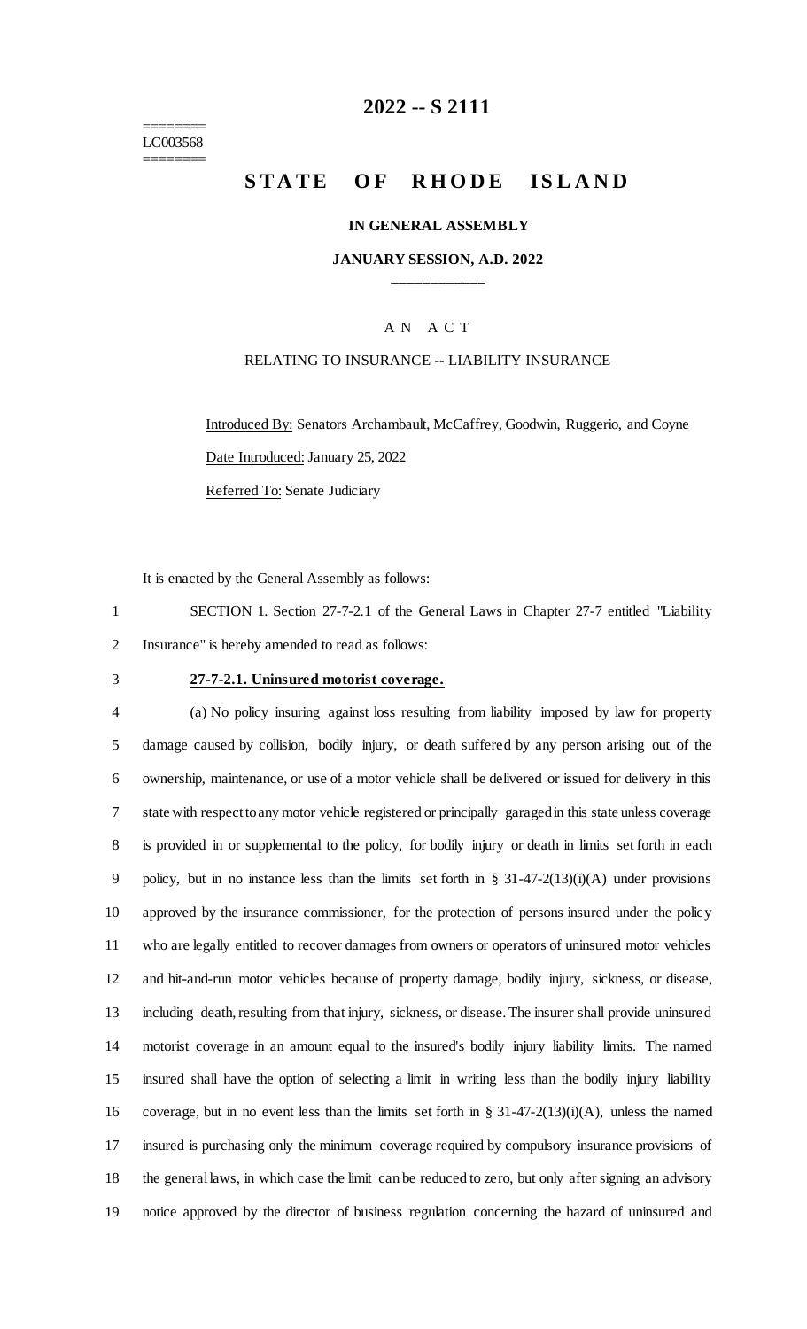LC003568

# 2022 -- S 2111

# STATE OF RHODE ISLAND

**IN GENERAL ASSEMBLY**

**JANUARY SESSION, A.D. 2022**

A N A C T

RELATING TO INSURANCE -- LIABILITY INSURANCE

Introduced By: Senators Archambault, McCaffrey, Goodwin, Ruggerio, and Coyne

Date Introduced: January 25, 2022

Referred To: Senate Judiciary

It is enacted by the General Assembly as follows:

SECTION 1. Section 27-7-2.1 of the General Laws in Chapter 27-7 entitled "Liability Insurance" is hereby amended to read as follows:

**27-7-2.1. Uninsured motorist coverage.**

(a) No policy insuring against loss resulting from liability imposed by law for property damage caused by collision, bodily injury, or death suffered by any person arising out of the ownership, maintenance, or use of a motor vehicle shall be delivered or issued for delivery in this state with respect to any motor vehicle registered or principally garaged in this state unless coverage is provided in or supplemental to the policy, for bodily injury or death in limits set forth in each policy, but in no instance less than the limits set forth in § 31-47-2(13)(i)(A) under provisions approved by the insurance commissioner, for the protection of persons insured under the policy who are legally entitled to recover damages from owners or operators of uninsured motor vehicles and hit-and-run motor vehicles because of property damage, bodily injury, sickness, or disease, including death, resulting from that injury, sickness, or disease. The insurer shall provide uninsured motorist coverage in an amount equal to the insured's bodily injury liability limits. The named insured shall have the option of selecting a limit in writing less than the bodily injury liability coverage, but in no event less than the limits set forth in § 31-47-2(13)(i)(A), unless the named insured is purchasing only the minimum coverage required by compulsory insurance provisions of the general laws, in which case the limit can be reduced to zero, but only after signing an advisory notice approved by the director of business regulation concerning the hazard of uninsured and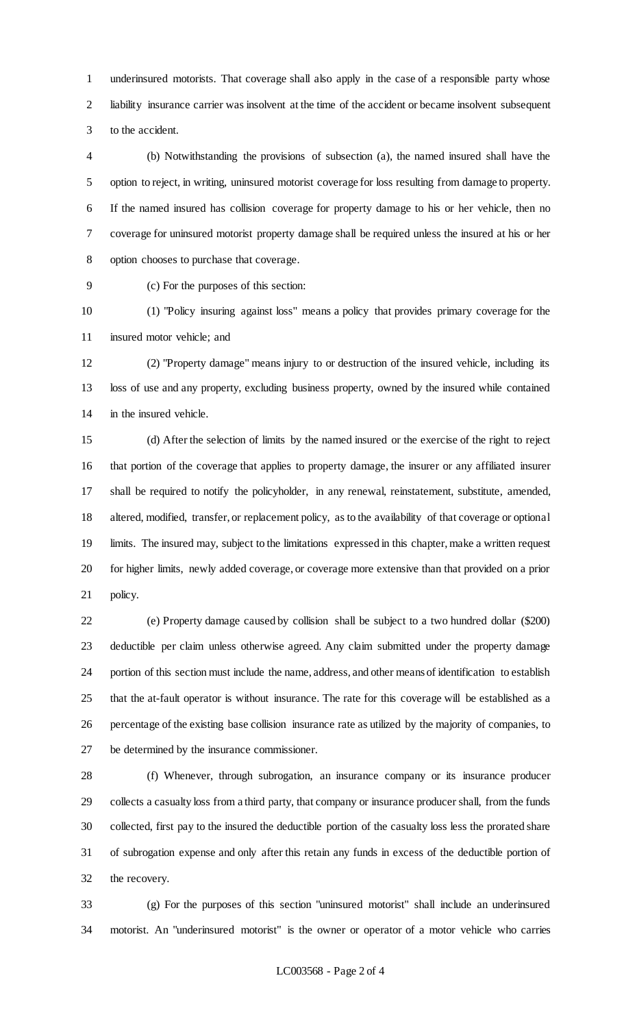underinsured motorists. That coverage shall also apply in the case of a responsible party whose liability insurance carrier was insolvent at the time of the accident or became insolvent subsequent to the accident.

(b) Notwithstanding the provisions of subsection (a), the named insured shall have the option to reject, in writing, uninsured motorist coverage for loss resulting from damage to property. If the named insured has collision coverage for property damage to his or her vehicle, then no coverage for uninsured motorist property damage shall be required unless the insured at his or her option chooses to purchase that coverage.

(c) For the purposes of this section:

(1) "Policy insuring against loss" means a policy that provides primary coverage for the insured motor vehicle; and

(2) "Property damage" means injury to or destruction of the insured vehicle, including its loss of use and any property, excluding business property, owned by the insured while contained in the insured vehicle.

(d) After the selection of limits by the named insured or the exercise of the right to reject that portion of the coverage that applies to property damage, the insurer or any affiliated insurer shall be required to notify the policyholder, in any renewal, reinstatement, substitute, amended, altered, modified, transfer, or replacement policy, as to the availability of that coverage or optional limits. The insured may, subject to the limitations expressed in this chapter, make a written request for higher limits, newly added coverage, or coverage more extensive than that provided on a prior policy.

(e) Property damage caused by collision shall be subject to a two hundred dollar ($200) deductible per claim unless otherwise agreed. Any claim submitted under the property damage portion of this section must include the name, address, and other means of identification to establish that the at-fault operator is without insurance. The rate for this coverage will be established as a percentage of the existing base collision insurance rate as utilized by the majority of companies, to be determined by the insurance commissioner.

(f) Whenever, through subrogation, an insurance company or its insurance producer collects a casualty loss from a third party, that company or insurance producer shall, from the funds collected, first pay to the insured the deductible portion of the casualty loss less the prorated share of subrogation expense and only after this retain any funds in excess of the deductible portion of the recovery.

(g) For the purposes of this section "uninsured motorist" shall include an underinsured motorist. An "underinsured motorist" is the owner or operator of a motor vehicle who carries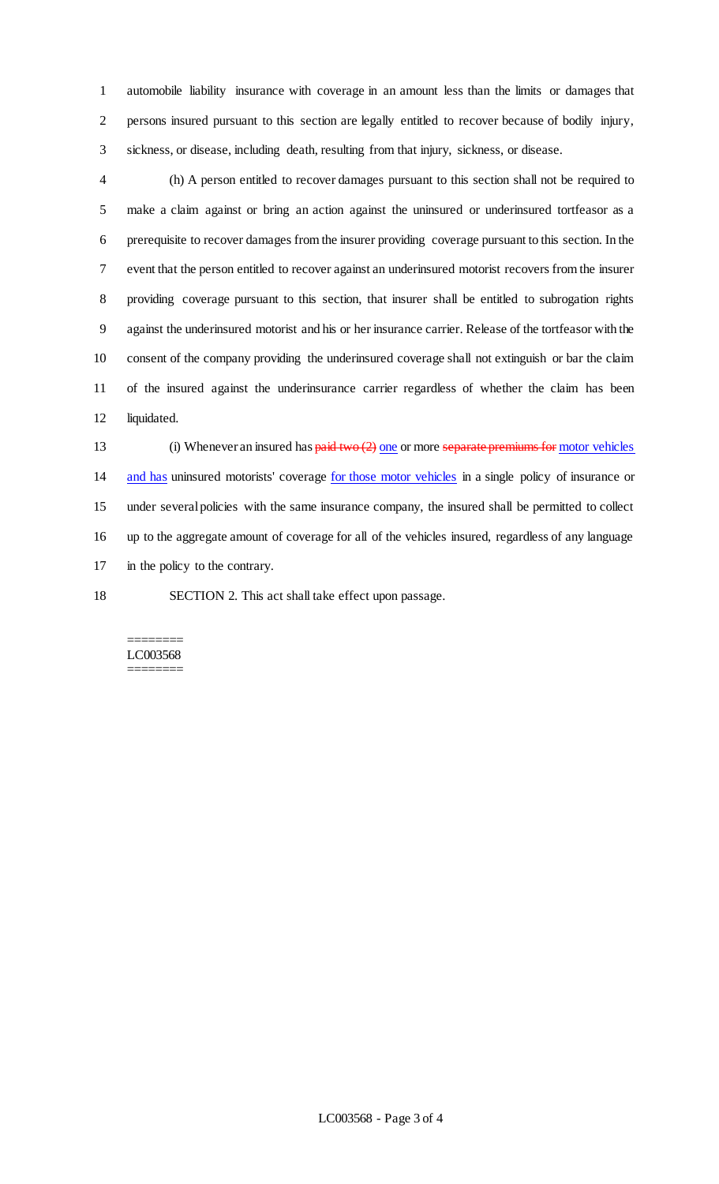automobile liability insurance with coverage in an amount less than the limits or damages that persons insured pursuant to this section are legally entitled to recover because of bodily injury, sickness, or disease, including death, resulting from that injury, sickness, or disease.

(h) A person entitled to recover damages pursuant to this section shall not be required to make a claim against or bring an action against the uninsured or underinsured tortfeasor as a prerequisite to recover damages from the insurer providing coverage pursuant to this section. In the event that the person entitled to recover against an underinsured motorist recovers from the insurer providing coverage pursuant to this section, that insurer shall be entitled to subrogation rights against the underinsured motorist and his or her insurance carrier. Release of the tortfeasor with the consent of the company providing the underinsured coverage shall not extinguish or bar the claim of the insured against the underinsurance carrier regardless of whether the claim has been liquidated.

(i) Whenever an insured has ~~paid two (2)~~ one or more ~~separate premiums for~~ motor vehicles and has uninsured motorists' coverage for those motor vehicles in a single policy of insurance or under several policies with the same insurance company, the insured shall be permitted to collect up to the aggregate amount of coverage for all of the vehicles insured, regardless of any language in the policy to the contrary.

SECTION 2. This act shall take effect upon passage.

========
LC003568
========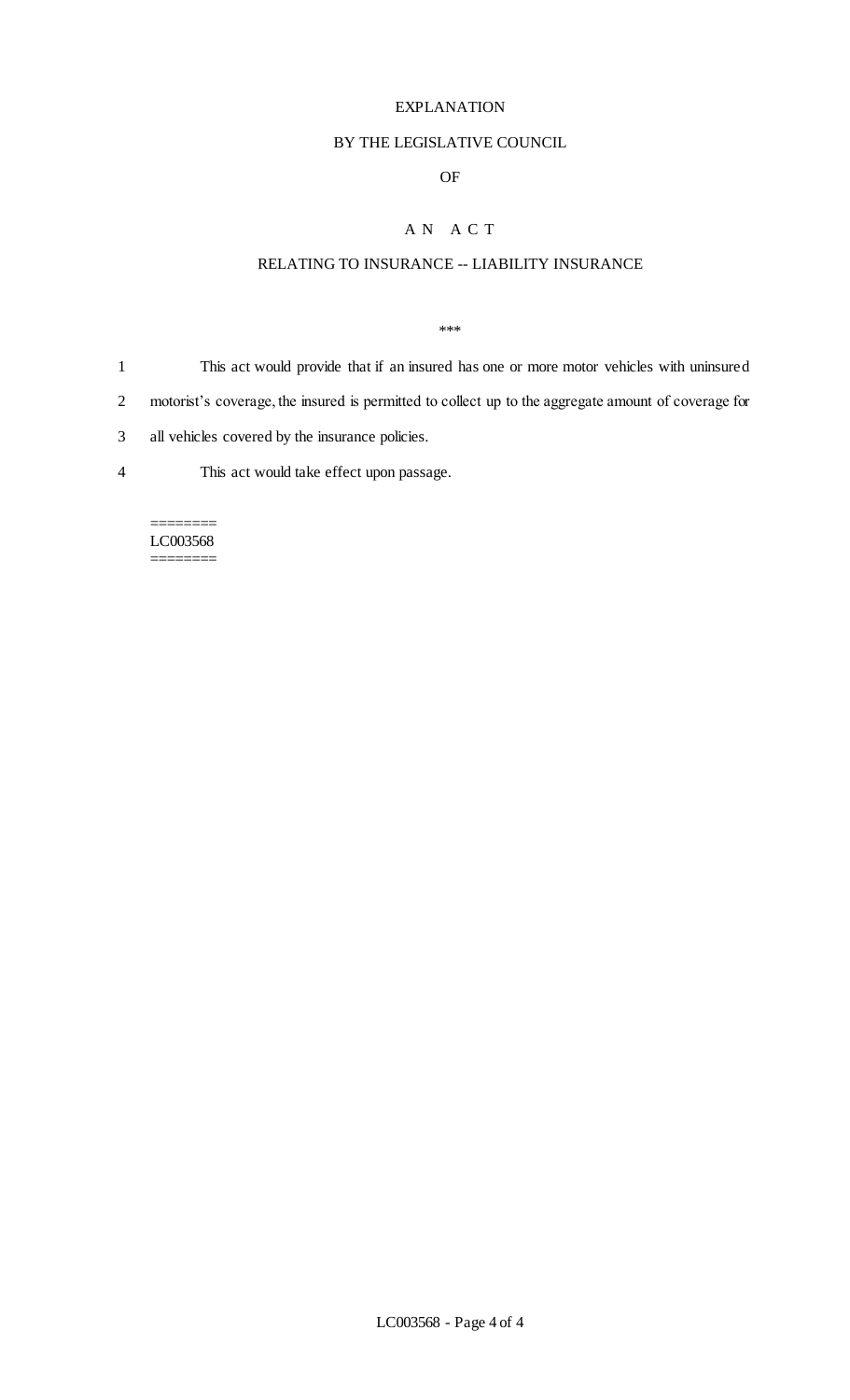EXPLANATION

BY THE LEGISLATIVE COUNCIL

OF

A N A C T

RELATING TO INSURANCE -- LIABILITY INSURANCE

\*\*\*

1 This act would provide that if an insured has one or more motor vehicles with uninsured
2 motorist's coverage, the insured is permitted to collect up to the aggregate amount of coverage for
3 all vehicles covered by the insurance policies.
4 This act would take effect upon passage.

========
LC003568
========